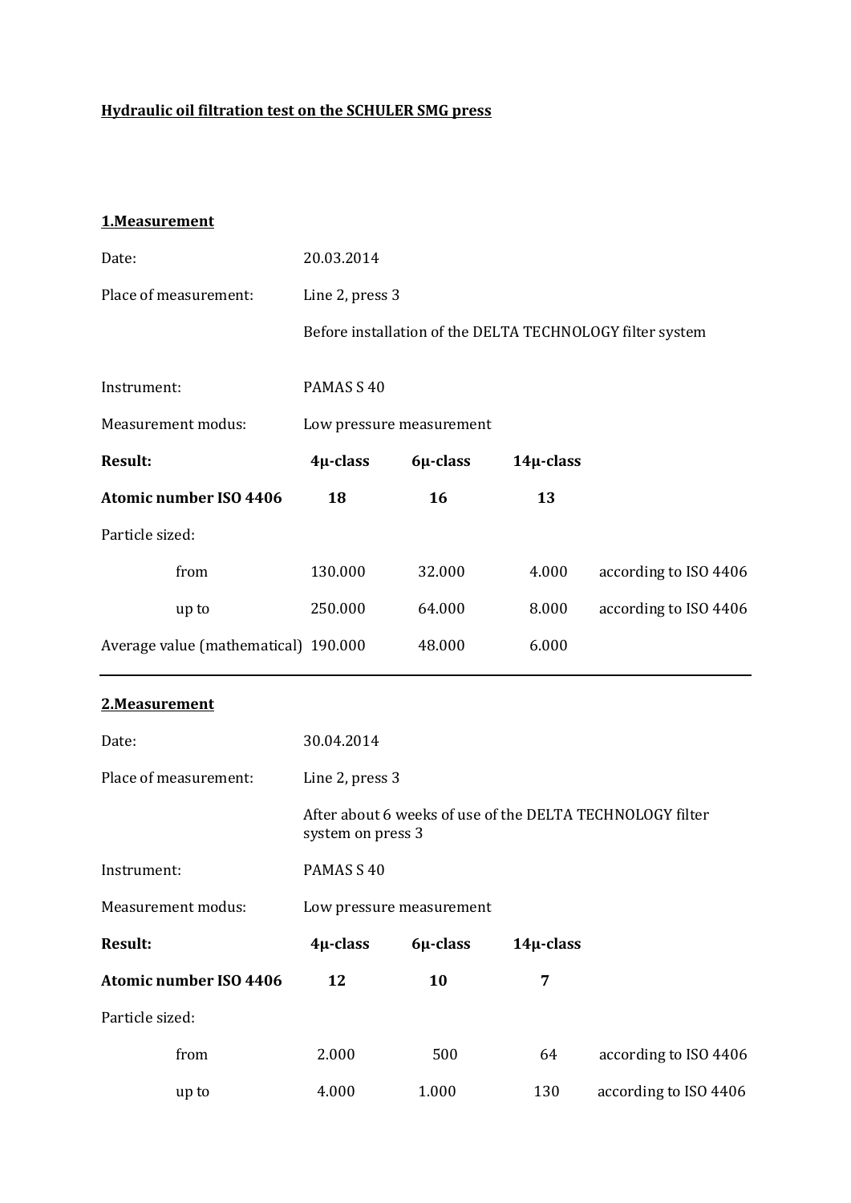**Hydraulic oil filtration test on the SCHULER SMG press**

## 1.Measurement

| | | | | |
|---|---|---|---|---|
| Date: | 20.03.2014 | | | |
| Place of measurement: | Line 2, press 3 | | | |
| | Before installation of the DELTA TECHNOLOGY filter system | | | |
| Instrument: | PAMAS S 40 | | | |
| Measurement modus: | Low pressure measurement | | | |
| **Result:** | **4μ-class** | **6μ-class** | **14μ-class** | |
| **Atomic number ISO 4406** | **18** | **16** | **13** | |
| Particle sized: | | | | |
| from | 130.000 | 32.000 | 4.000 | according to ISO 4406 |
| up to | 250.000 | 64.000 | 8.000 | according to ISO 4406 |
| Average value (mathematical) | 190.000 | 48.000 | 6.000 | |

---

## 2.Measurement

| | | | | |
|---|---|---|---|---|
| Date: | 30.04.2014 | | | |
| Place of measurement: | Line 2, press 3 | | | |
| | After about 6 weeks of use of the DELTA TECHNOLOGY filter system on press 3 | | | |
| Instrument: | PAMAS S 40 | | | |
| Measurement modus: | Low pressure measurement | | | |
| **Result:** | **4μ-class** | **6μ-class** | **14μ-class** | |
| **Atomic number ISO 4406** | **12** | **10** | **7** | |
| Particle sized: | | | | |
| from | 2.000 | 500 | 64 | according to ISO 4406 |
| up to | 4.000 | 1.000 | 130 | according to ISO 4406 |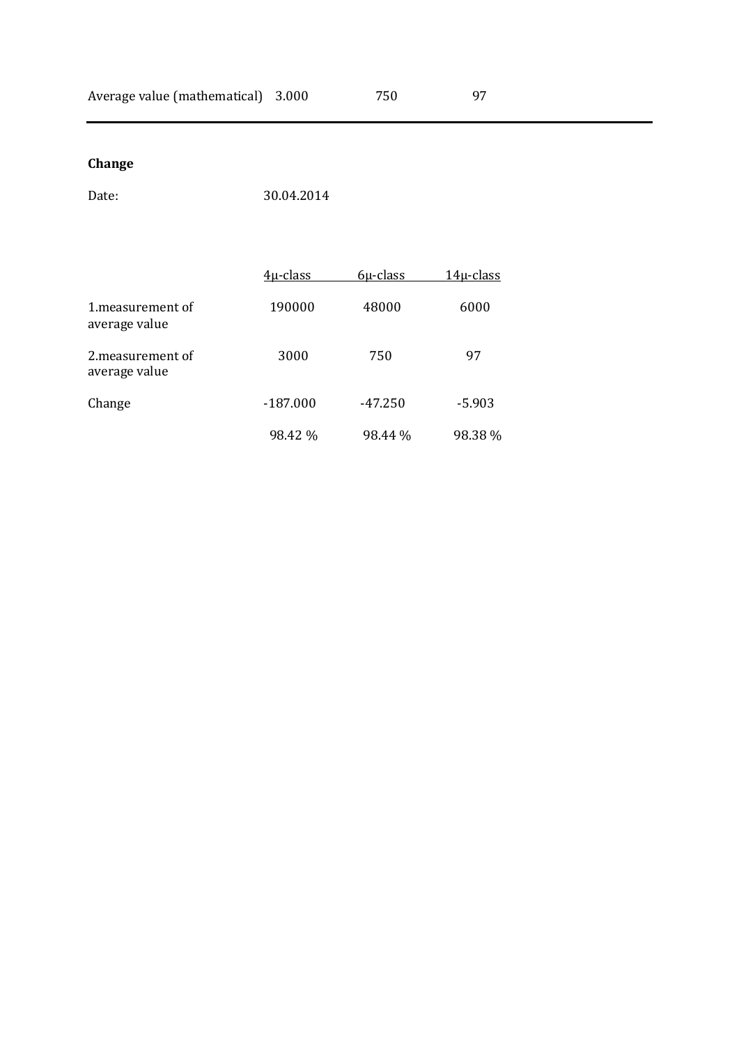| Average value (mathematical) | 3.000 | 750 | 97 |
|---|---|---|---|

**Change**

Date: 30.04.2014

| | 4µ-class | 6µ-class | 14µ-class |
|---|---|---|---|
| 1.measurement of average value | 190000 | 48000 | 6000 |
| 2.measurement of average value | 3000 | 750 | 97 |
| Change | -187.000 | -47.250 | -5.903 |
| | 98.42 % | 98.44 % | 98.38 % |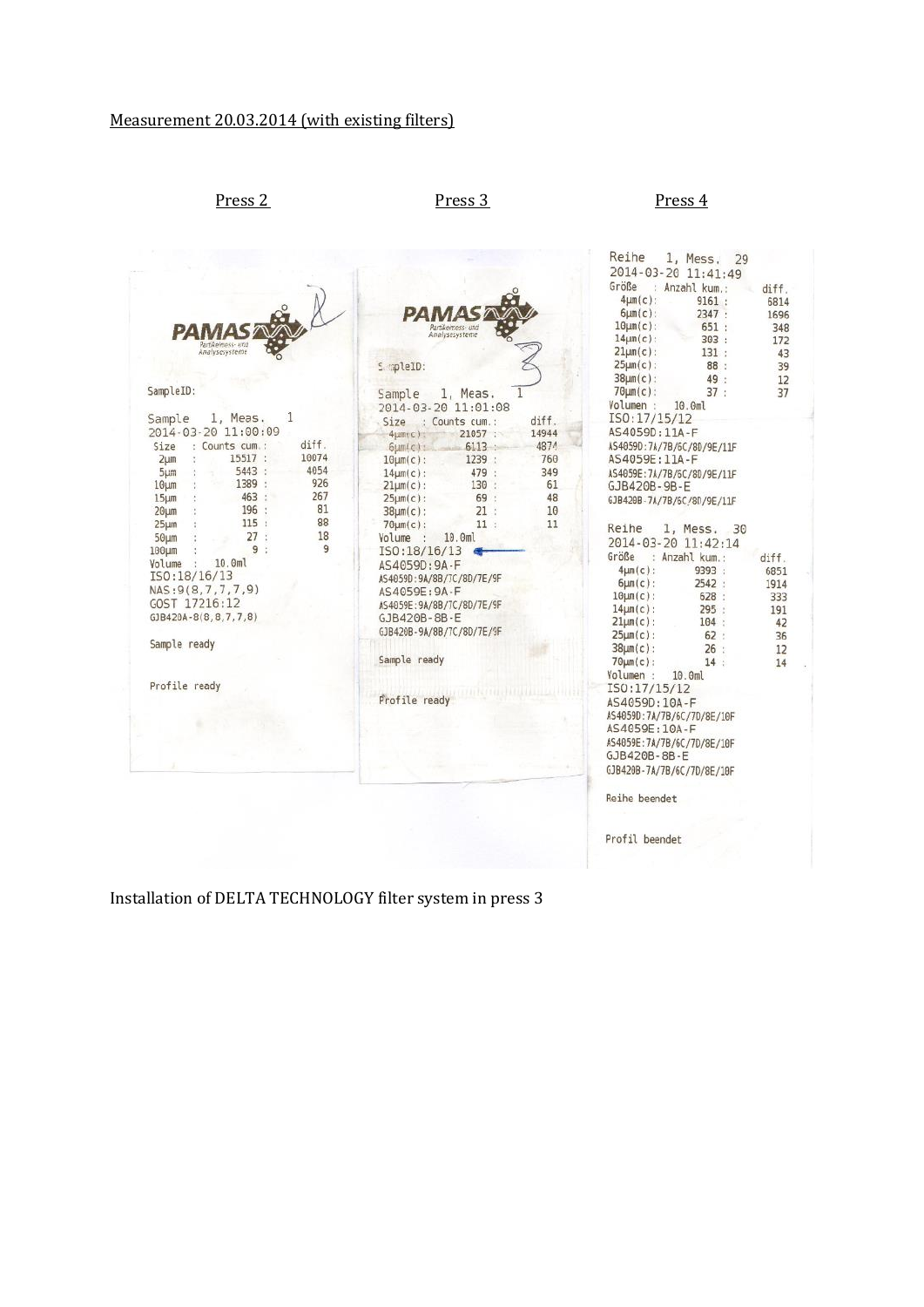Measurement 20.03.2014 (with existing filters)

Press 2

PAMAS
Partikelmess- und Analysesysteme

SampleID:

Sample 1, Meas. 1
2014-03-20 11:00:09

| Size | Counts cum. | diff. |
|---|---|---|
| 2µm | 15517 | 10074 |
| 5µm | 5443 | 4054 |
| 10µm | 1389 | 926 |
| 15µm | 463 | 267 |
| 20µm | 196 | 81 |
| 25µm | 115 | 88 |
| 50µm | 27 | 18 |
| 100µm | 9 | 9 |

Volume : 10.0ml
ISO:18/16/13
NAS:9(8,7,7,7,9)
GOST 17216:12
GJB420A-8(8,8,7,7,8)

Sample ready

Profile ready

Press 3

PAMAS
Partikelmess- und Analysesysteme

SampleID:

Sample 1, Meas. 1
2014-03-20 11:01:08

| Size | Counts cum. | diff. |
|---|---|---|
| 4µm(c) | 21057 | 14944 |
| 6µm(c) | 6113 | 4874 |
| 10µm(c) | 1239 | 760 |
| 14µm(c) | 479 | 349 |
| 21µm(c) | 130 | 61 |
| 25µm(c) | 69 | 48 |
| 38µm(c) | 21 | 10 |
| 70µm(c) | 11 | 11 |

Volume : 10.0ml
ISO:18/16/13
AS4059D:9A-F
AS4059D:9A/8B/7C/8D/7E/9F
AS4059E:9A-F
AS4059E:9A/8B/7C/8D/7E/9F
GJB420B-8B-E
GJB420B-9A/8B/7C/8D/7E/9F

Sample ready

Profile ready

Press 4

Reihe 1, Mess. 29
2014-03-20 11:41:49

| Größe | Anzahl kum. | diff. |
|---|---|---|
| 4µm(c) | 9161 | 6814 |
| 6µm(c) | 2347 | 1696 |
| 10µm(c) | 651 | 348 |
| 14µm(c) | 303 | 172 |
| 21µm(c) | 131 | 43 |
| 25µm(c) | 88 | 39 |
| 38µm(c) | 49 | 12 |
| 70µm(c) | 37 | 37 |

Volumen : 10.0ml
ISO:17/15/12
AS4059D:11A-F
AS4059D:7A/7B/6C/8D/9E/11F
AS4059E:11A-F
AS4059E:7A/7B/6C/8D/9E/11F
GJB420B-9B-E
GJB420B-7A/7B/6C/8D/9E/11F

Reihe 1, Mess. 30
2014-03-20 11:42:14

| Größe | Anzahl kum. | diff. |
|---|---|---|
| 4µm(c) | 9393 | 6851 |
| 6µm(c) | 2542 | 1914 |
| 10µm(c) | 628 | 333 |
| 14µm(c) | 295 | 191 |
| 21µm(c) | 104 | 42 |
| 25µm(c) | 62 | 36 |
| 38µm(c) | 26 | 12 |
| 70µm(c) | 14 | 14 |

Volumen : 10.0ml
ISO:17/15/12
AS4059D:10A-F
AS4059D:7A/7B/6C/7D/8E/10F
AS4059E:10A-F
AS4059E:7A/7B/6C/7D/8E/10F
GJB420B-8B-E
GJB420B-7A/7B/6C/7D/8E/10F

Reihe beendet

Profil beendet

Installation of DELTA TECHNOLOGY filter system in press 3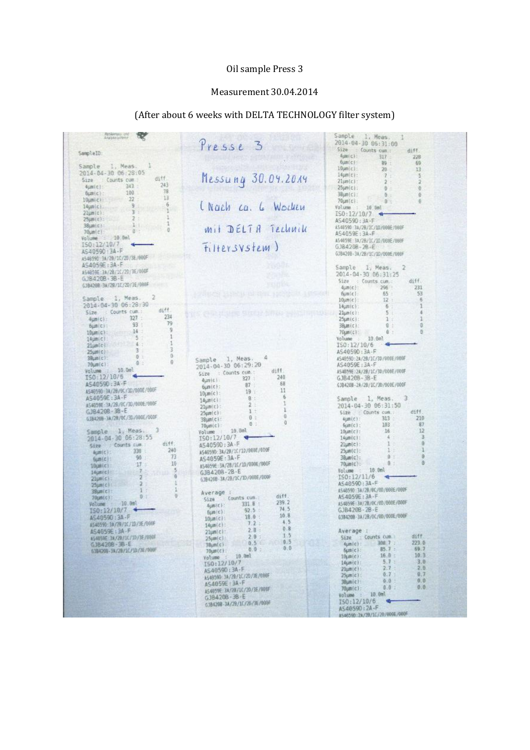Oil sample Press 3

Measurement 30.04.2014

(After about 6 weeks with DELTA TECHNOLOGY filter system)

SampleID:

Sample 1, Meas. 1
2014-04-30 06:28:05

| Size | Counts cum. | diff. |
|---|---|---|
| 4µm(c): | 343 | 243 |
| 6µm(c): | 100 | 78 |
| 10µm(c): | 22 | 13 |
| 14µm(c): | 9 | 6 |
| 21µm(c): | 3 | 1 |
| 25µm(c): | 2 | 1 |
| 38µm(c): | 1 | 1 |
| 70µm(c): | 0 | 0 |

Volume : 10.0ml
ISO:12/10/7
AS4059D:3A-F
AS4059D:3A/2B/1C/2D/3E/000F
AS4059E:3A-F
AS4059E:3A/2B/1C/2D/3E/000F
GJB420B-3B-E
GJB420B-3A/2B/1C/2D/3E/000F

Sample 1, Meas. 2
2014-04-30 06:28:30

| Size | Counts cum. | diff. |
|---|---|---|
| 4µm(c): | 327 | 234 |
| 6µm(c): | 93 | 79 |
| 10µm(c): | 14 | 9 |
| 14µm(c): | 5 | 1 |
| 21µm(c): | 4 | 1 |
| 25µm(c): | 3 | 3 |
| 38µm(c): | 0 | 0 |
| 70µm(c): | 0 | 0 |

Volume : 10.0ml
ISO:12/10/6
AS4059D:3A-F
AS4059D:3A/2B/0C/3D/000E/000F
AS4059E:3A-F
AS4059E:3A/2B/0C/3D/000E/000F
GJB420B-3B-E
GJB420B-3A/2B/0C/3D/000E/000F

Sample 1, Meas. 3
2014-04-30 06:28:55

| Size | Counts cum. | diff. |
|---|---|---|
| 4µm(c): | 330 | 240 |
| 6µm(c): | 90 | 73 |
| 10µm(c): | 17 | 10 |
| 14µm(c): | 7 | 5 |
| 21µm(c): | 2 | 0 |
| 25µm(c): | 2 | 1 |
| 38µm(c): | 1 | 1 |
| 70µm(c): | 0 | 0 |

Volume : 10.0ml
ISO:12/10/7
AS4059D:3A-F
AS4059D:3A/2B/1C/1D/3E/000F
AS4059E:3A-F
AS4059E:3A/2B/1C/1D/3E/000F
GJB420B-3B-E
GJB420B-3A/2B/1C/1D/3E/000F

Presse 3

Messung 30.04.2014

(Nach ca. 6 Wochen mit DELTA Technik Filtersystem)

Sample 1, Meas. 4
2014-04-30 06:29:20

| Size | Counts cum. | diff. |
|---|---|---|
| 4µm(c): | 327 | 240 |
| 6µm(c): | 87 | 68 |
| 10µm(c): | 19 | 11 |
| 14µm(c): | 8 | 6 |
| 21µm(c): | 2 | 1 |
| 25µm(c): | 1 | 1 |
| 38µm(c): | 0 | 0 |
| 70µm(c): | 0 | 0 |

Volume : 10.0ml
ISO:12/10/7
AS4059D:3A-F
AS4059D:3A/2B/1C/1D/000E/000F
AS4059E:3A-F
AS4059E:3A/2B/1C/1D/000E/000F
GJB420B-2B-E
GJB420B-3A/2B/1C/1D/000E/000F

Average :

| Size | Counts cum. | diff. |
|---|---|---|
| 4µm(c): | 331.8 | 239.2 |
| 6µm(c): | 92.5 | 74.5 |
| 10µm(c): | 18.0 | 10.8 |
| 14µm(c): | 7.2 | 4.5 |
| 21µm(c): | 2.8 | 0.8 |
| 25µm(c): | 2.0 | 1.5 |
| 38µm(c): | 0.5 | 0.5 |
| 70µm(c): | 0.0 | 0.0 |

Volume : 10.0ml
ISO:12/10/7
AS4059D:3A-F
AS4059D:3A/2B/1C/2D/3E/000F
AS4059E:3A-F
AS4059E:3A/2B/1C/2D/3E/000F
GJB420B-3B-E
GJB420B-3A/2B/1C/2D/3E/000F

Sample 1, Meas. 1
2014-04-30 06:31:00

| Size | Counts cum. | diff. |
|---|---|---|
| 4µm(c): | 317 | 228 |
| 6µm(c): | 89 | 69 |
| 10µm(c): | 20 | 13 |
| 14µm(c): | 7 | 5 |
| 21µm(c): | 2 | 2 |
| 25µm(c): | 0 | 0 |
| 38µm(c): | 0 | 0 |
| 70µm(c): | 0 | 0 |

Volume : 10.0ml
ISO:12/10/7
AS4059D:3A-F
AS4059D:3A/2B/1C/1D/000E/000F
AS4059E:3A-F
AS4059E:3A/2B/1C/1D/000E/000F
GJB420B-2B-E
GJB420B-3A/2B/1C/1D/000E/000F

Sample 1, Meas. 2
2014-04-30 06:31:25

| Size | Counts cum. | diff. |
|---|---|---|
| 4µm(c): | 296 | 231 |
| 6µm(c): | 65 | 53 |
| 10µm(c): | 12 | 6 |
| 14µm(c): | 6 | 1 |
| 21µm(c): | 5 | 4 |
| 25µm(c): | 1 | 1 |
| 38µm(c): | 0 | 0 |
| 70µm(c): | 0 | 0 |

Volume : 10.0ml
ISO:12/10/6
AS4059D:3A-F
AS4059D:2A/2B/1C/3D/000E/000F
AS4059E:3A-F
AS4059E:2A/2B/1C/3D/000E/000F
GJB420B-3B-E
GJB420B-2A/2B/1C/3D/000E/000F

Sample 1, Meas. 3
2014-04-30 06:31:50

| Size | Counts cum. | diff. |
|---|---|---|
| 4µm(c): | 313 | 210 |
| 6µm(c): | 103 | 87 |
| 10µm(c): | 16 | 12 |
| 14µm(c): | 4 | 3 |
| 21µm(c): | 1 | 0 |
| 25µm(c): | 1 | 1 |
| 38µm(c): | 0 | 0 |
| 70µm(c): | 0 | 0 |

Volume : 10.0ml
ISO:12/11/6
AS4059D:3A-F
AS4059D:3A/2B/0C/0D/000E/000F
AS4059E:3A-F
AS4059E:3A/2B/0C/0D/000E/000F
GJB420B-2B-E
GJB420B-3A/2B/0C/0D/000E/000F

Average :

| Size | Counts cum. | diff. |
|---|---|---|
| 4µm(c): | 308.7 | 223.0 |
| 6µm(c): | 85.7 | 69.7 |
| 10µm(c): | 16.0 | 10.3 |
| 14µm(c): | 5.7 | 3.0 |
| 21µm(c): | 2.7 | 2.0 |
| 25µm(c): | 0.7 | 0.7 |
| 38µm(c): | 0.0 | 0.0 |
| 70µm(c): | 0.0 | 0.0 |

Volume : 10.0ml
ISO:12/10/6
AS4059D:2A-F
AS4059D:2A/2B/1C/2D/000E/000F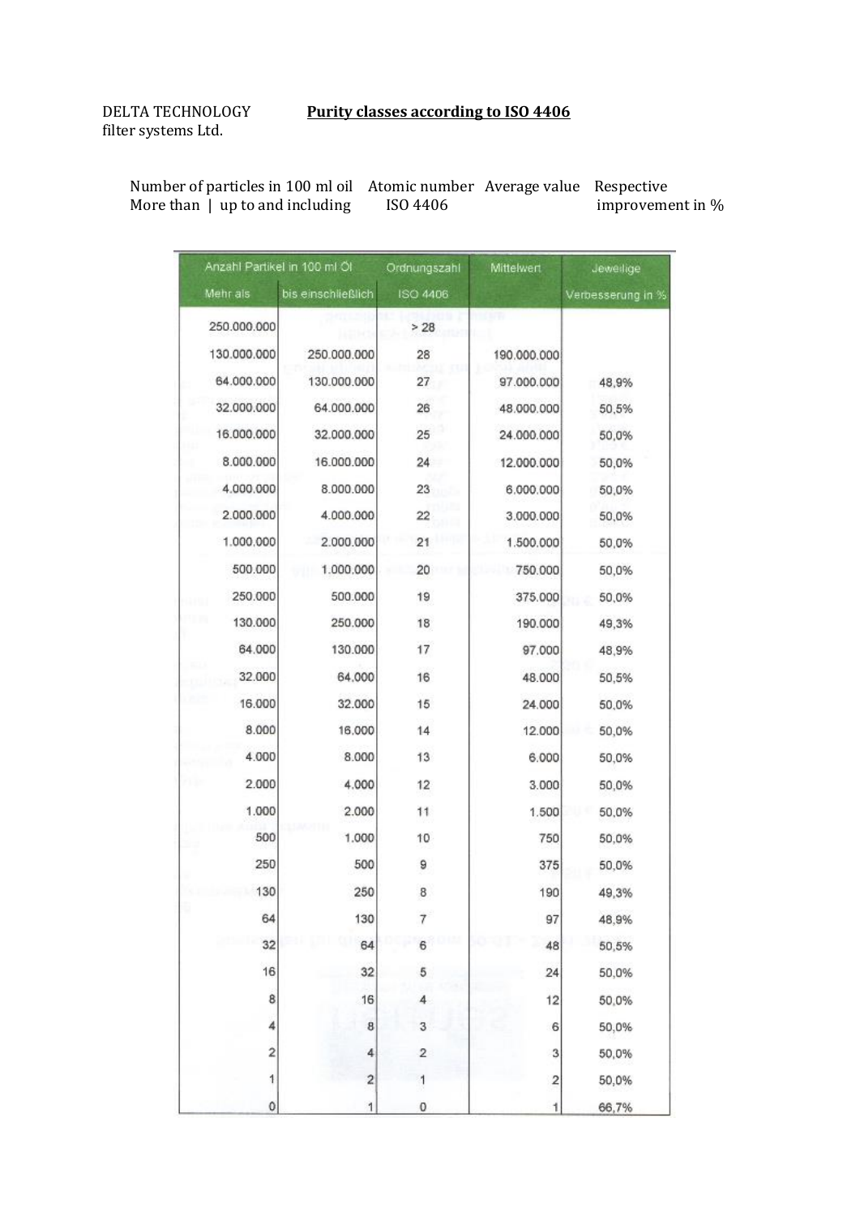DELTA TECHNOLOGY
filter systems Ltd.

## Purity classes according to ISO 4406

Number of particles in 100 ml oil — More than | up to and including — Atomic number ISO 4406 — Average value — Respective improvement in %

| Anzahl Partikel in 100 ml Öl | | Ordnungszahl | Mittelwert | Jeweilige |
|---|---|---|---|---|
| Mehr als | bis einschließlich | ISO 4406 | | Verbesserung in % |
| 250.000.000 | | > 28 | | |
| 130.000.000 | 250.000.000 | 28 | 190.000.000 | |
| 64.000.000 | 130.000.000 | 27 | 97.000.000 | 48,9% |
| 32.000.000 | 64.000.000 | 26 | 48.000.000 | 50,5% |
| 16.000.000 | 32.000.000 | 25 | 24.000.000 | 50,0% |
| 8.000.000 | 16.000.000 | 24 | 12.000.000 | 50,0% |
| 4.000.000 | 8.000.000 | 23 | 6.000.000 | 50,0% |
| 2.000.000 | 4.000.000 | 22 | 3.000.000 | 50,0% |
| 1.000.000 | 2.000.000 | 21 | 1.500.000 | 50,0% |
| 500.000 | 1.000.000 | 20 | 750.000 | 50,0% |
| 250.000 | 500.000 | 19 | 375.000 | 50,0% |
| 130.000 | 250.000 | 18 | 190.000 | 49,3% |
| 64.000 | 130.000 | 17 | 97.000 | 48,9% |
| 32.000 | 64.000 | 16 | 48.000 | 50,5% |
| 16.000 | 32.000 | 15 | 24.000 | 50,0% |
| 8.000 | 16.000 | 14 | 12.000 | 50,0% |
| 4.000 | 8.000 | 13 | 6.000 | 50,0% |
| 2.000 | 4.000 | 12 | 3.000 | 50,0% |
| 1.000 | 2.000 | 11 | 1.500 | 50,0% |
| 500 | 1.000 | 10 | 750 | 50,0% |
| 250 | 500 | 9 | 375 | 50,0% |
| 130 | 250 | 8 | 190 | 49,3% |
| 64 | 130 | 7 | 97 | 48,9% |
| 32 | 64 | 6 | 48 | 50,5% |
| 16 | 32 | 5 | 24 | 50,0% |
| 8 | 16 | 4 | 12 | 50,0% |
| 4 | 8 | 3 | 6 | 50,0% |
| 2 | 4 | 2 | 3 | 50,0% |
| 1 | 2 | 1 | 2 | 50,0% |
| 0 | 1 | 0 | 1 | 66,7% |